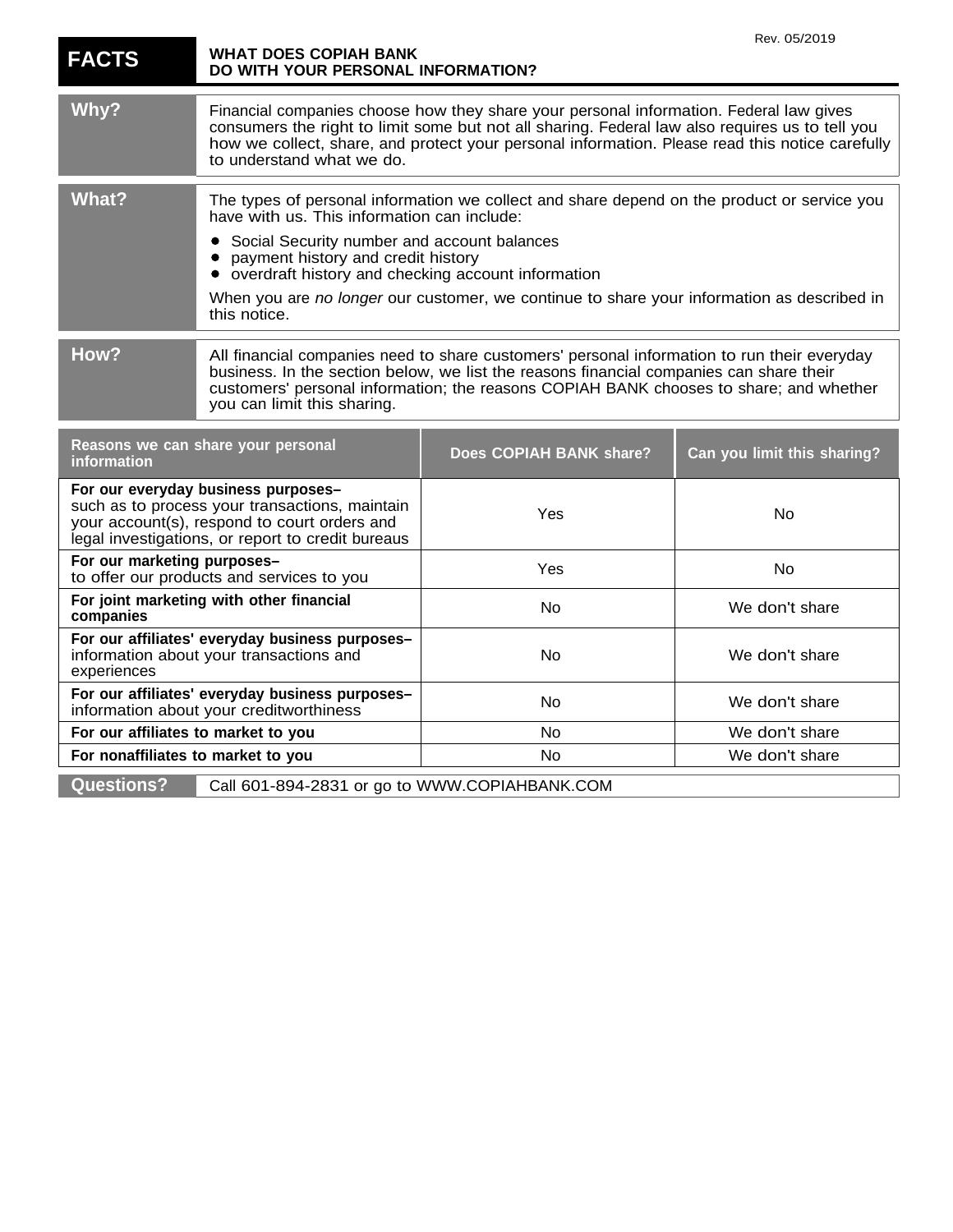Rev. 05/2019

# FACTS

**WHAT DOES COPIAH BANK DO WITH YOUR PERSONAL INFORMATION?**

| | |
|---|---|
| **Why?** | Financial companies choose how they share your personal information. Federal law gives consumers the right to limit some but not all sharing. Federal law also requires us to tell you how we collect, share, and protect your personal information. Please read this notice carefully to understand what we do. |
| **What?** | The types of personal information we collect and share depend on the product or service you have with us. This information can include:<br>• Social Security number and account balances<br>• payment history and credit history<br>• overdraft history and checking account information<br>When you are *no longer* our customer, we continue to share your information as described in this notice. |
| **How?** | All financial companies need to share customers' personal information to run their everyday business. In the section below, we list the reasons financial companies can share their customers' personal information; the reasons COPIAH BANK chooses to share; and whether you can limit this sharing. |

| Reasons we can share your personal information | Does COPIAH BANK share? | Can you limit this sharing? |
|---|---|---|
| **For our everyday business purposes–** such as to process your transactions, maintain your account(s), respond to court orders and legal investigations, or report to credit bureaus | Yes | No |
| **For our marketing purposes–** to offer our products and services to you | Yes | No |
| **For joint marketing with other financial companies** | No | We don't share |
| **For our affiliates' everyday business purposes–** information about your transactions and experiences | No | We don't share |
| **For our affiliates' everyday business purposes–** information about your creditworthiness | No | We don't share |
| **For our affiliates to market to you** | No | We don't share |
| **For nonaffiliates to market to you** | No | We don't share |

| | |
|---|---|
| **Questions?** | Call 601-894-2831 or go to WWW.COPIAHBANK.COM |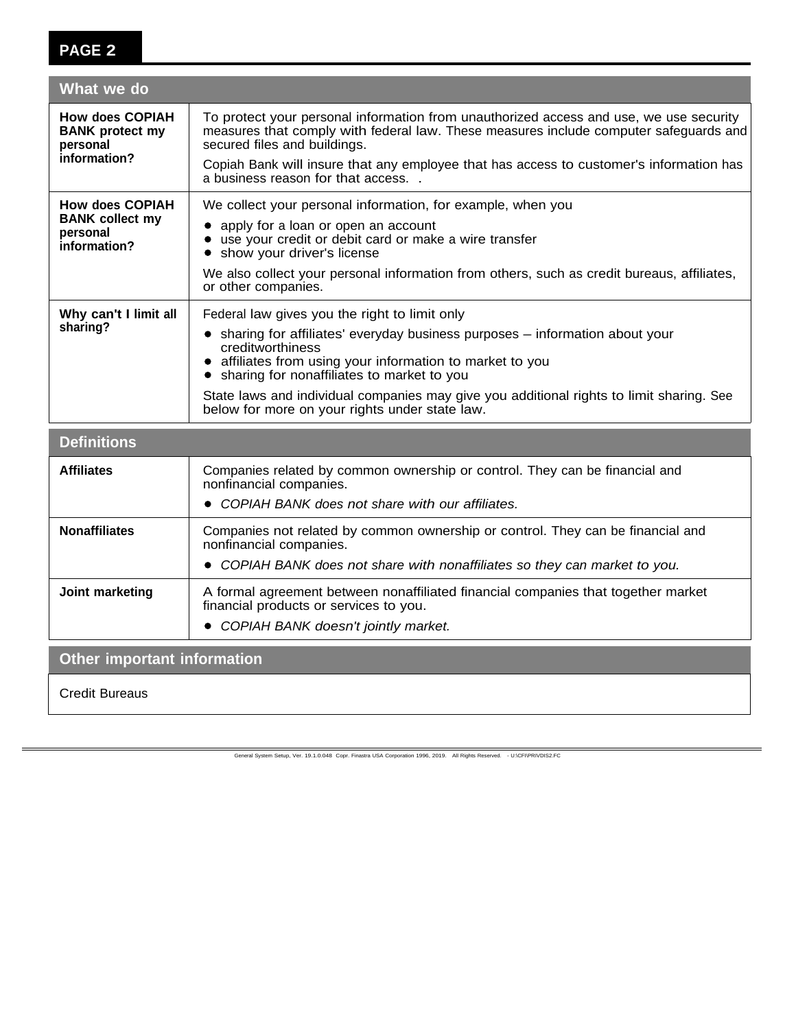## What we do

| | |
|---|---|
| **How does COPIAH BANK protect my personal information?** | To protect your personal information from unauthorized access and use, we use security measures that comply with federal law. These measures include computer safeguards and secured files and buildings.<br><br>Copiah Bank will insure that any employee that has access to customer's information has a business reason for that access. . |
| **How does COPIAH BANK collect my personal information?** | We collect your personal information, for example, when you<br>• apply for a loan or open an account<br>• use your credit or debit card or make a wire transfer<br>• show your driver's license<br><br>We also collect your personal information from others, such as credit bureaus, affiliates, or other companies. |
| **Why can't I limit all sharing?** | Federal law gives you the right to limit only<br>• sharing for affiliates' everyday business purposes – information about your creditworthiness<br>• affiliates from using your information to market to you<br>• sharing for nonaffiliates to market to you<br><br>State laws and individual companies may give you additional rights to limit sharing. See below for more on your rights under state law. |

## Definitions

| | |
|---|---|
| **Affiliates** | Companies related by common ownership or control. They can be financial and nonfinancial companies.<br>• *COPIAH BANK does not share with our affiliates.* |
| **Nonaffiliates** | Companies not related by common ownership or control. They can be financial and nonfinancial companies.<br>• *COPIAH BANK does not share with nonaffiliates so they can market to you.* |
| **Joint marketing** | A formal agreement between nonaffiliated financial companies that together market financial products or services to you.<br>• *COPIAH BANK doesn't jointly market.* |

## Other important information

Credit Bureaus

General System Setup, Ver. 19.1.0.048 Copr. Finastra USA Corporation 1996, 2019. All Rights Reserved. - U:\CFI\PRIVDIS2.FC